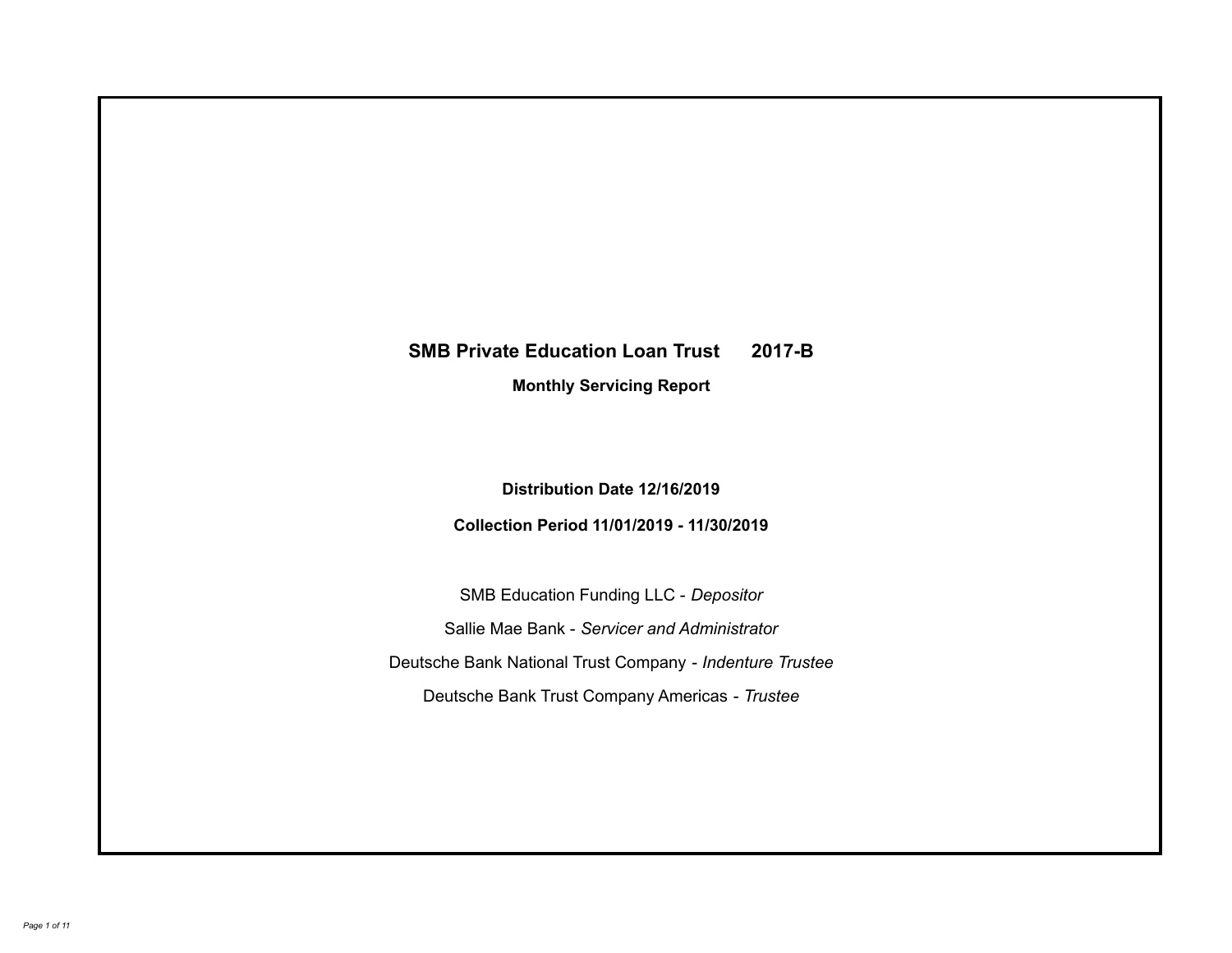# SMB Private Education Loan Trust 2017-B

**Monthly Servicing Report**

**Distribution Date 12/16/2019**

**Collection Period 11/01/2019 - 11/30/2019**

SMB Education Funding LLC - *Depositor*

Sallie Mae Bank - *Servicer and Administrator*

Deutsche Bank National Trust Company - *Indenture Trustee*

Deutsche Bank Trust Company Americas - *Trustee*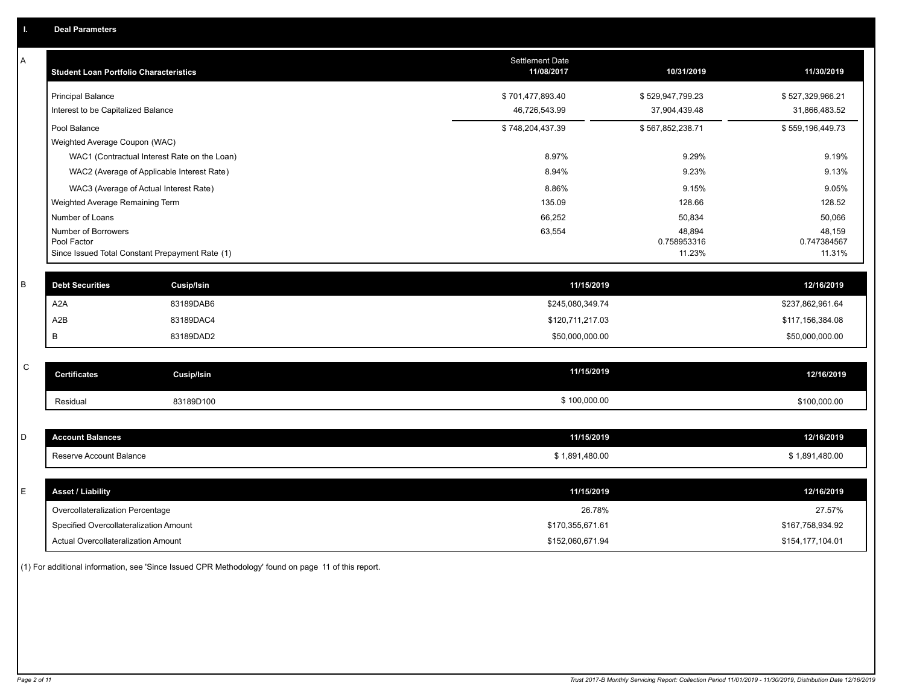# I. Deal Parameters

## A

| Student Loan Portfolio Characteristics | Settlement Date 11/08/2017 | 10/31/2019 | 11/30/2019 |
|---|---|---|---|
| Principal Balance | $ 701,477,893.40 | $ 529,947,799.23 | $ 527,329,966.21 |
| Interest to be Capitalized Balance | 46,726,543.99 | 37,904,439.48 | 31,866,483.52 |
| Pool Balance | $ 748,204,437.39 | $ 567,852,238.71 | $ 559,196,449.73 |
| Weighted Average Coupon (WAC) | | | |
| WAC1 (Contractual Interest Rate on the Loan) | 8.97% | 9.29% | 9.19% |
| WAC2 (Average of Applicable Interest Rate) | 8.94% | 9.23% | 9.13% |
| WAC3 (Average of Actual Interest Rate) | 8.86% | 9.15% | 9.05% |
| Weighted Average Remaining Term | 135.09 | 128.66 | 128.52 |
| Number of Loans | 66,252 | 50,834 | 50,066 |
| Number of Borrowers | 63,554 | 48,894 | 48,159 |
| Pool Factor | | 0.758953316 | 0.747384567 |
| Since Issued Total Constant Prepayment Rate (1) | | 11.23% | 11.31% |

## B

| Debt Securities | Cusip/Isin | 11/15/2019 | 12/16/2019 |
|---|---|---|---|
| A2A | 83189DAB6 | $245,080,349.74 | $237,862,961.64 |
| A2B | 83189DAC4 | $120,711,217.03 | $117,156,384.08 |
| B | 83189DAD2 | $50,000,000.00 | $50,000,000.00 |

## C

| Certificates | Cusip/Isin | 11/15/2019 | 12/16/2019 |
|---|---|---|---|
| Residual | 83189D100 | $ 100,000.00 | $100,000.00 |

## D

| Account Balances | 11/15/2019 | 12/16/2019 |
|---|---|---|
| Reserve Account Balance | $ 1,891,480.00 | $ 1,891,480.00 |

## E

| Asset / Liability | 11/15/2019 | 12/16/2019 |
|---|---|---|
| Overcollateralization Percentage | 26.78% | 27.57% |
| Specified Overcollateralization Amount | $170,355,671.61 | $167,758,934.92 |
| Actual Overcollateralization Amount | $152,060,671.94 | $154,177,104.01 |

(1) For additional information, see 'Since Issued CPR Methodology' found on page 11 of this report.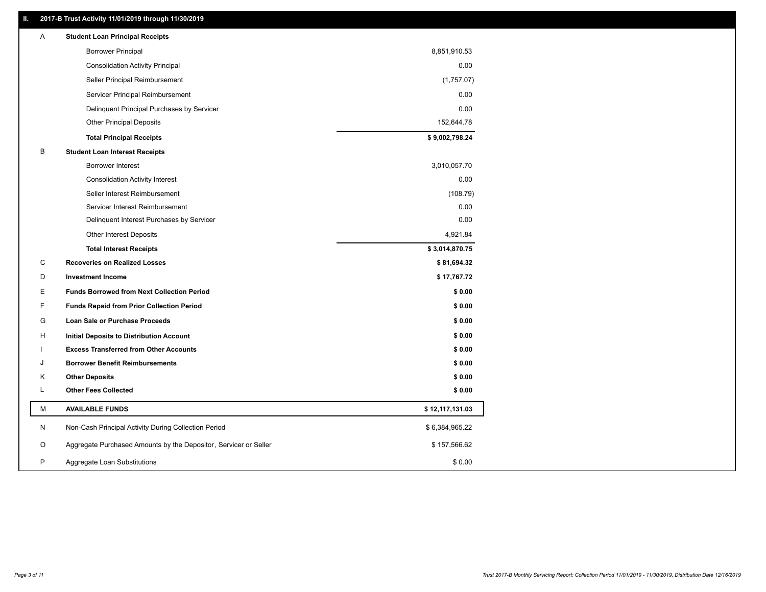## II. 2017-B Trust Activity 11/01/2019 through 11/30/2019

| | | |
|---|---|---|
| A | **Student Loan Principal Receipts** | |
| | Borrower Principal | 8,851,910.53 |
| | Consolidation Activity Principal | 0.00 |
| | Seller Principal Reimbursement | (1,757.07) |
| | Servicer Principal Reimbursement | 0.00 |
| | Delinquent Principal Purchases by Servicer | 0.00 |
| | Other Principal Deposits | 152,644.78 |
| | **Total Principal Receipts** | **$ 9,002,798.24** |
| B | **Student Loan Interest Receipts** | |
| | Borrower Interest | 3,010,057.70 |
| | Consolidation Activity Interest | 0.00 |
| | Seller Interest Reimbursement | (108.79) |
| | Servicer Interest Reimbursement | 0.00 |
| | Delinquent Interest Purchases by Servicer | 0.00 |
| | Other Interest Deposits | 4,921.84 |
| | **Total Interest Receipts** | **$ 3,014,870.75** |
| C | **Recoveries on Realized Losses** | **$ 81,694.32** |
| D | **Investment Income** | **$ 17,767.72** |
| E | **Funds Borrowed from Next Collection Period** | **$ 0.00** |
| F | **Funds Repaid from Prior Collection Period** | **$ 0.00** |
| G | **Loan Sale or Purchase Proceeds** | **$ 0.00** |
| H | **Initial Deposits to Distribution Account** | **$ 0.00** |
| I | **Excess Transferred from Other Accounts** | **$ 0.00** |
| J | **Borrower Benefit Reimbursements** | **$ 0.00** |
| K | **Other Deposits** | **$ 0.00** |
| L | **Other Fees Collected** | **$ 0.00** |
| M | **AVAILABLE FUNDS** | **$ 12,117,131.03** |
| N | Non-Cash Principal Activity During Collection Period | $ 6,384,965.22 |
| O | Aggregate Purchased Amounts by the Depositor, Servicer or Seller | $ 157,566.62 |
| P | Aggregate Loan Substitutions | $ 0.00 |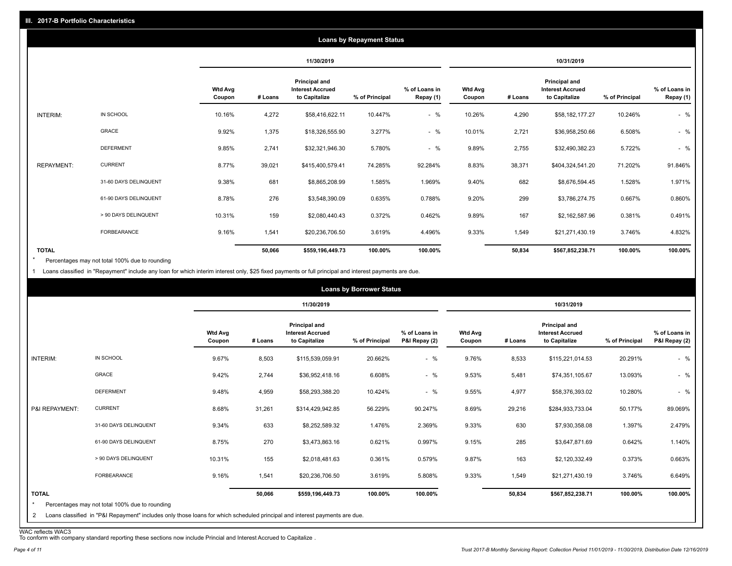## III. 2017-B Portfolio Characteristics

### Loans by Repayment Status

| | | 11/30/2019 | | | | | 10/31/2019 | | | | |
|---|---|---|---|---|---|---|---|---|---|---|---|
| | | Wtd Avg Coupon | # Loans | Principal and Interest Accrued to Capitalize | % of Principal | % of Loans in Repay (1) | Wtd Avg Coupon | # Loans | Principal and Interest Accrued to Capitalize | % of Principal | % of Loans in Repay (1) |
| INTERIM: | IN SCHOOL | 10.16% | 4,272 | $58,416,622.11 | 10.447% | - % | 10.26% | 4,290 | $58,182,177.27 | 10.246% | - % |
| | GRACE | 9.92% | 1,375 | $18,326,555.90 | 3.277% | - % | 10.01% | 2,721 | $36,958,250.66 | 6.508% | - % |
| | DEFERMENT | 9.85% | 2,741 | $32,321,946.30 | 5.780% | - % | 9.89% | 2,755 | $32,490,382.23 | 5.722% | - % |
| REPAYMENT: | CURRENT | 8.77% | 39,021 | $415,400,579.41 | 74.285% | 92.284% | 8.83% | 38,371 | $404,324,541.20 | 71.202% | 91.846% |
| | 31-60 DAYS DELINQUENT | 9.38% | 681 | $8,865,208.99 | 1.585% | 1.969% | 9.40% | 682 | $8,676,594.45 | 1.528% | 1.971% |
| | 61-90 DAYS DELINQUENT | 8.78% | 276 | $3,548,390.09 | 0.635% | 0.788% | 9.20% | 299 | $3,786,274.75 | 0.667% | 0.860% |
| | > 90 DAYS DELINQUENT | 10.31% | 159 | $2,080,440.43 | 0.372% | 0.462% | 9.89% | 167 | $2,162,587.96 | 0.381% | 0.491% |
| | FORBEARANCE | 9.16% | 1,541 | $20,236,706.50 | 3.619% | 4.496% | 9.33% | 1,549 | $21,271,430.19 | 3.746% | 4.832% |
| TOTAL | | | 50,066 | $559,196,449.73 | 100.00% | 100.00% | | 50,834 | $567,852,238.71 | 100.00% | 100.00% |

\* Percentages may not total 100% due to rounding

1 Loans classified in "Repayment" include any loan for which interim interest only, $25 fixed payments or full principal and interest payments are due.

### Loans by Borrower Status

| | | 11/30/2019 | | | | | 10/31/2019 | | | | |
|---|---|---|---|---|---|---|---|---|---|---|---|
| | | Wtd Avg Coupon | # Loans | Principal and Interest Accrued to Capitalize | % of Principal | % of Loans in P&I Repay (2) | Wtd Avg Coupon | # Loans | Principal and Interest Accrued to Capitalize | % of Principal | % of Loans in P&I Repay (2) |
| INTERIM: | IN SCHOOL | 9.67% | 8,503 | $115,539,059.91 | 20.662% | - % | 9.76% | 8,533 | $115,221,014.53 | 20.291% | - % |
| | GRACE | 9.42% | 2,744 | $36,952,418.16 | 6.608% | - % | 9.53% | 5,481 | $74,351,105.67 | 13.093% | - % |
| | DEFERMENT | 9.48% | 4,959 | $58,293,388.20 | 10.424% | - % | 9.55% | 4,977 | $58,376,393.02 | 10.280% | - % |
| P&I REPAYMENT: | CURRENT | 8.68% | 31,261 | $314,429,942.85 | 56.229% | 90.247% | 8.69% | 29,216 | $284,933,733.04 | 50.177% | 89.069% |
| | 31-60 DAYS DELINQUENT | 9.34% | 633 | $8,252,589.32 | 1.476% | 2.369% | 9.33% | 630 | $7,930,358.08 | 1.397% | 2.479% |
| | 61-90 DAYS DELINQUENT | 8.75% | 270 | $3,473,863.16 | 0.621% | 0.997% | 9.15% | 285 | $3,647,871.69 | 0.642% | 1.140% |
| | > 90 DAYS DELINQUENT | 10.31% | 155 | $2,018,481.63 | 0.361% | 0.579% | 9.87% | 163 | $2,120,332.49 | 0.373% | 0.663% |
| | FORBEARANCE | 9.16% | 1,541 | $20,236,706.50 | 3.619% | 5.808% | 9.33% | 1,549 | $21,271,430.19 | 3.746% | 6.649% |
| TOTAL | | | 50,066 | $559,196,449.73 | 100.00% | 100.00% | | 50,834 | $567,852,238.71 | 100.00% | 100.00% |

\* Percentages may not total 100% due to rounding

2 Loans classified in "P&I Repayment" includes only those loans for which scheduled principal and interest payments are due.

WAC reflects WAC3

To conform with company standard reporting these sections now include Princial and Interest Accrued to Capitalize .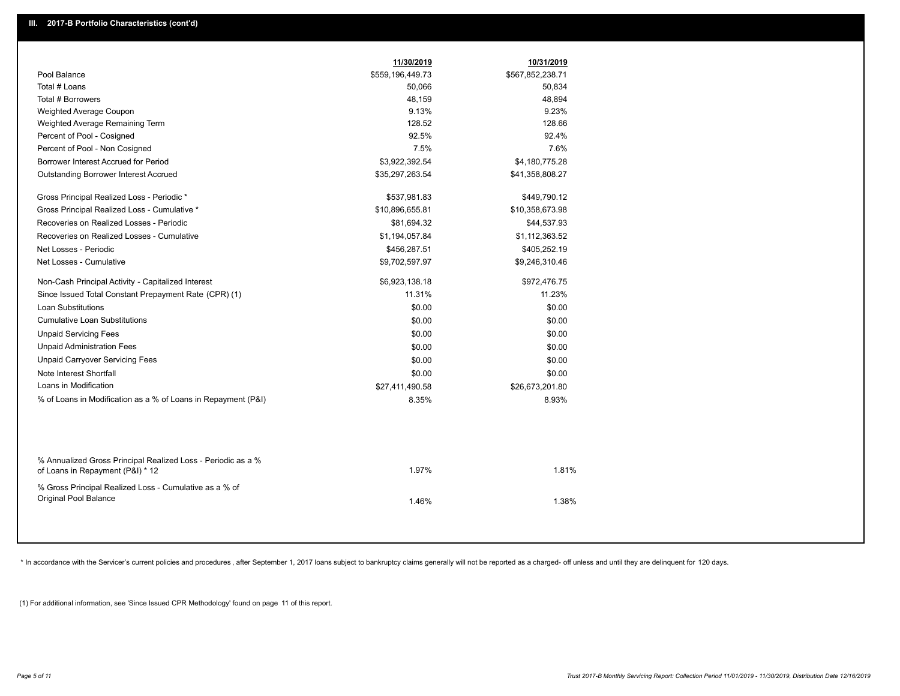## III. 2017-B Portfolio Characteristics (cont'd)

| | 11/30/2019 | 10/31/2019 |
|---|---|---|
| Pool Balance | $559,196,449.73 | $567,852,238.71 |
| Total # Loans | 50,066 | 50,834 |
| Total # Borrowers | 48,159 | 48,894 |
| Weighted Average Coupon | 9.13% | 9.23% |
| Weighted Average Remaining Term | 128.52 | 128.66 |
| Percent of Pool - Cosigned | 92.5% | 92.4% |
| Percent of Pool - Non Cosigned | 7.5% | 7.6% |
| Borrower Interest Accrued for Period | $3,922,392.54 | $4,180,775.28 |
| Outstanding Borrower Interest Accrued | $35,297,263.54 | $41,358,808.27 |
| Gross Principal Realized Loss - Periodic * | $537,981.83 | $449,790.12 |
| Gross Principal Realized Loss - Cumulative * | $10,896,655.81 | $10,358,673.98 |
| Recoveries on Realized Losses - Periodic | $81,694.32 | $44,537.93 |
| Recoveries on Realized Losses - Cumulative | $1,194,057.84 | $1,112,363.52 |
| Net Losses - Periodic | $456,287.51 | $405,252.19 |
| Net Losses - Cumulative | $9,702,597.97 | $9,246,310.46 |
| Non-Cash Principal Activity - Capitalized Interest | $6,923,138.18 | $972,476.75 |
| Since Issued Total Constant Prepayment Rate (CPR) (1) | 11.31% | 11.23% |
| Loan Substitutions | $0.00 | $0.00 |
| Cumulative Loan Substitutions | $0.00 | $0.00 |
| Unpaid Servicing Fees | $0.00 | $0.00 |
| Unpaid Administration Fees | $0.00 | $0.00 |
| Unpaid Carryover Servicing Fees | $0.00 | $0.00 |
| Note Interest Shortfall | $0.00 | $0.00 |
| Loans in Modification | $27,411,490.58 | $26,673,201.80 |
| % of Loans in Modification as a % of Loans in Repayment (P&I) | 8.35% | 8.93% |
| % Annualized Gross Principal Realized Loss - Periodic as a % of Loans in Repayment (P&I) * 12 | 1.97% | 1.81% |
| % Gross Principal Realized Loss - Cumulative as a % of Original Pool Balance | 1.46% | 1.38% |

* In accordance with the Servicer's current policies and procedures , after September 1, 2017 loans subject to bankruptcy claims generally will not be reported as a charged- off unless and until they are delinquent for 120 days.

(1) For additional information, see 'Since Issued CPR Methodology' found on page 11 of this report.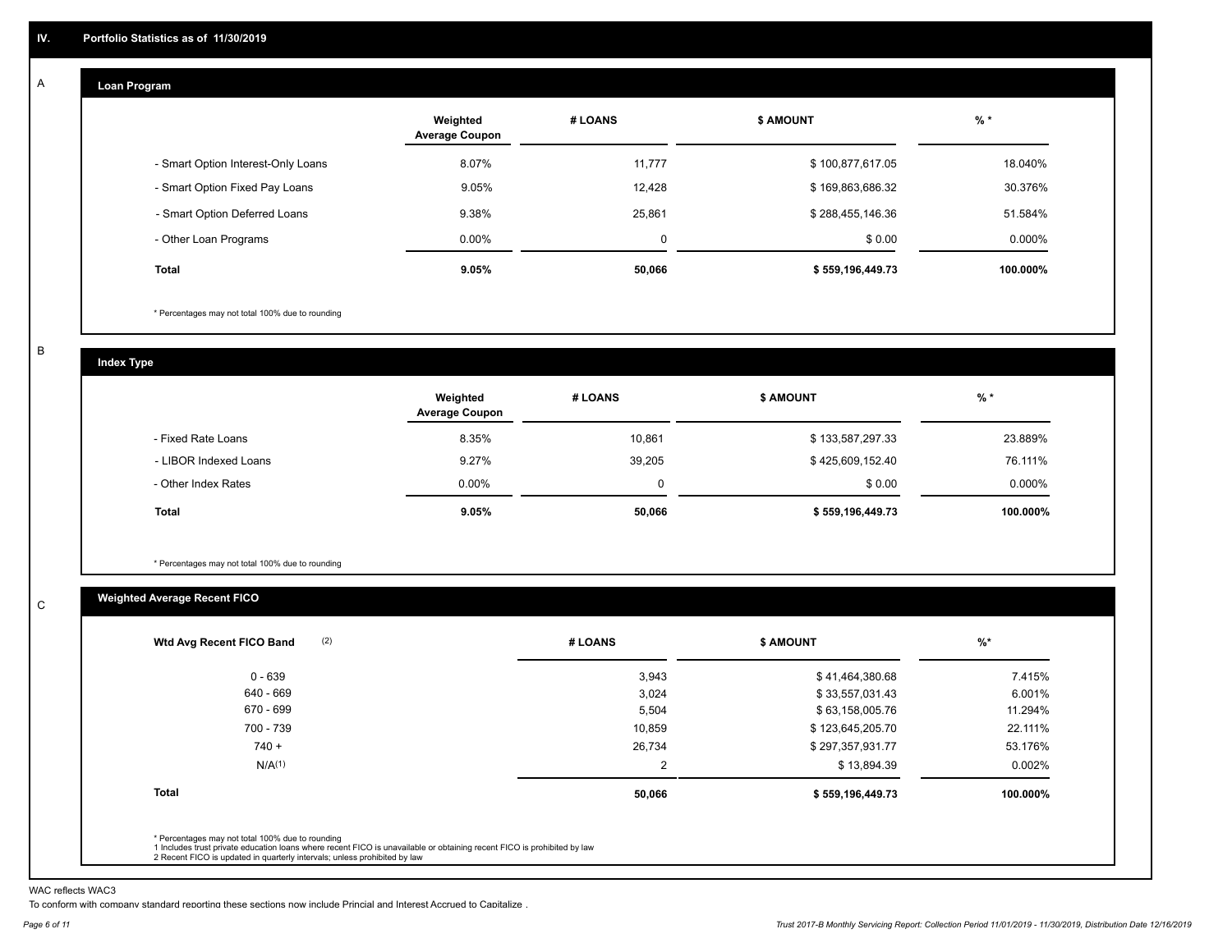## IV. Portfolio Statistics as of 11/30/2019

### A Loan Program

| | Weighted Average Coupon | # LOANS | $ AMOUNT | % * |
|---|---|---|---|---|
| - Smart Option Interest-Only Loans | 8.07% | 11,777 | $ 100,877,617.05 | 18.040% |
| - Smart Option Fixed Pay Loans | 9.05% | 12,428 | $ 169,863,686.32 | 30.376% |
| - Smart Option Deferred Loans | 9.38% | 25,861 | $ 288,455,146.36 | 51.584% |
| - Other Loan Programs | 0.00% | 0 | $ 0.00 | 0.000% |
| **Total** | **9.05%** | **50,066** | **$ 559,196,449.73** | **100.000%** |

* Percentages may not total 100% due to rounding

### B Index Type

| | Weighted Average Coupon | # LOANS | $ AMOUNT | % * |
|---|---|---|---|---|
| - Fixed Rate Loans | 8.35% | 10,861 | $ 133,587,297.33 | 23.889% |
| - LIBOR Indexed Loans | 9.27% | 39,205 | $ 425,609,152.40 | 76.111% |
| - Other Index Rates | 0.00% | 0 | $ 0.00 | 0.000% |
| **Total** | **9.05%** | **50,066** | **$ 559,196,449.73** | **100.000%** |

* Percentages may not total 100% due to rounding

### C Weighted Average Recent FICO

| Wtd Avg Recent FICO Band (2) | # LOANS | $ AMOUNT | %* |
|---|---|---|---|
| 0 - 639 | 3,943 | $ 41,464,380.68 | 7.415% |
| 640 - 669 | 3,024 | $ 33,557,031.43 | 6.001% |
| 670 - 699 | 5,504 | $ 63,158,005.76 | 11.294% |
| 700 - 739 | 10,859 | $ 123,645,205.70 | 22.111% |
| 740 + | 26,734 | $ 297,357,931.77 | 53.176% |
| N/A(1) | 2 | $ 13,894.39 | 0.002% |
| **Total** | **50,066** | **$ 559,196,449.73** | **100.000%** |

* Percentages may not total 100% due to rounding
1 Includes trust private education loans where recent FICO is unavailable or obtaining recent FICO is prohibited by law
2 Recent FICO is updated in quarterly intervals; unless prohibited by law

WAC reflects WAC3

To conform with company standard reporting these sections now include Princial and Interest Accrued to Capitalize .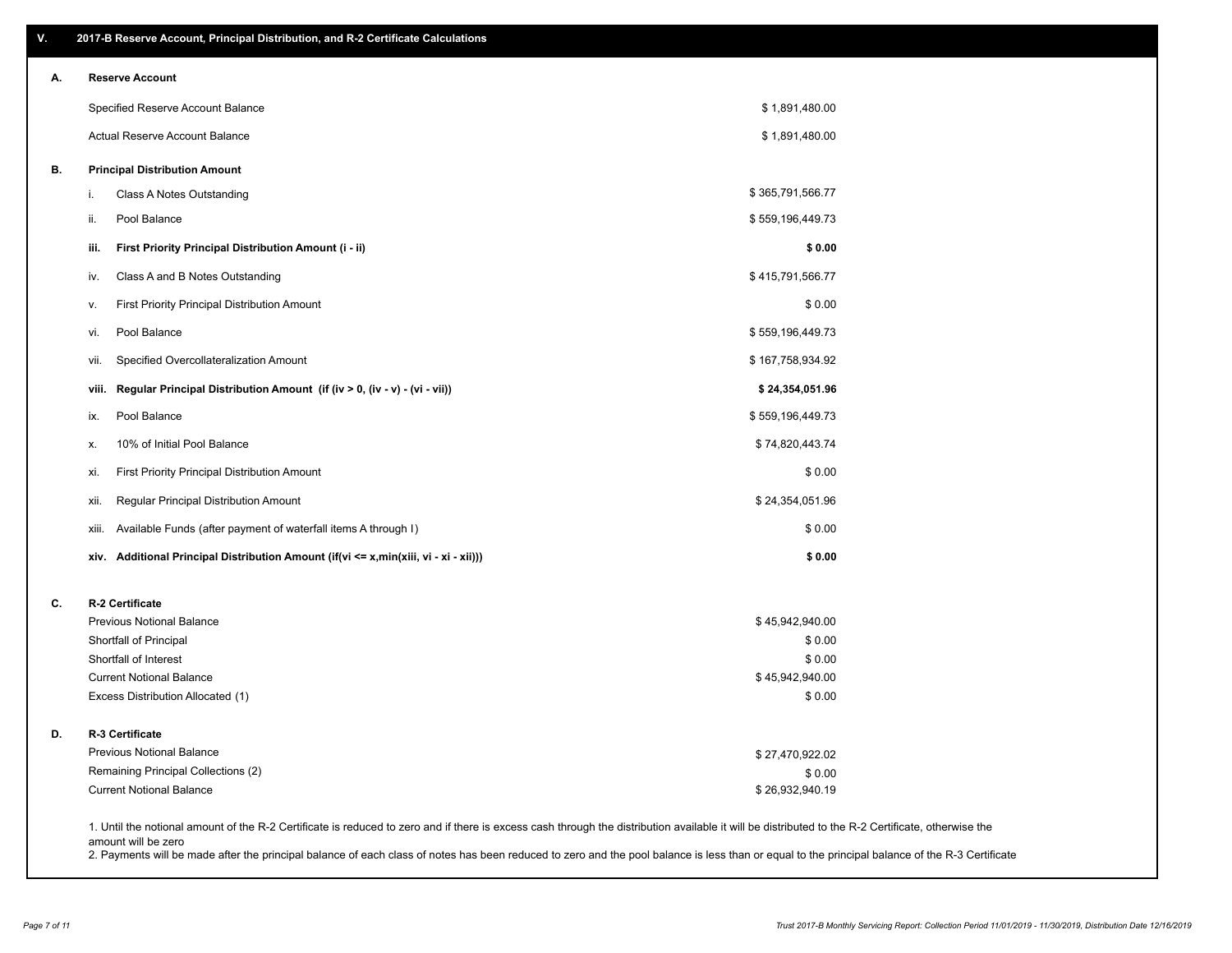# V. 2017-B Reserve Account, Principal Distribution, and R-2 Certificate Calculations

## A. Reserve Account

| | |
|---|---|
| Specified Reserve Account Balance | $ 1,891,480.00 |
| Actual Reserve Account Balance | $ 1,891,480.00 |

## B. Principal Distribution Amount

| | | |
|---|---|---|
| i. | Class A Notes Outstanding | $ 365,791,566.77 |
| ii. | Pool Balance | $ 559,196,449.73 |
| **iii.** | **First Priority Principal Distribution Amount (i - ii)** | **$ 0.00** |
| iv. | Class A and B Notes Outstanding | $ 415,791,566.77 |
| v. | First Priority Principal Distribution Amount | $ 0.00 |
| vi. | Pool Balance | $ 559,196,449.73 |
| vii. | Specified Overcollateralization Amount | $ 167,758,934.92 |
| **viii.** | **Regular Principal Distribution Amount (if (iv > 0, (iv - v) - (vi - vii))** | **$ 24,354,051.96** |
| ix. | Pool Balance | $ 559,196,449.73 |
| x. | 10% of Initial Pool Balance | $ 74,820,443.74 |
| xi. | First Priority Principal Distribution Amount | $ 0.00 |
| xii. | Regular Principal Distribution Amount | $ 24,354,051.96 |
| xiii. | Available Funds (after payment of waterfall items A through I) | $ 0.00 |
| **xiv.** | **Additional Principal Distribution Amount (if(vi <= x,min(xiii, vi - xi - xii)))** | **$ 0.00** |

## C. R-2 Certificate

| | |
|---|---|
| Previous Notional Balance | $ 45,942,940.00 |
| Shortfall of Principal | $ 0.00 |
| Shortfall of Interest | $ 0.00 |
| Current Notional Balance | $ 45,942,940.00 |
| Excess Distribution Allocated (1) | $ 0.00 |

## D. R-3 Certificate

| | |
|---|---|
| Previous Notional Balance | $ 27,470,922.02 |
| Remaining Principal Collections (2) | $ 0.00 |
| Current Notional Balance | $ 26,932,940.19 |

1. Until the notional amount of the R-2 Certificate is reduced to zero and if there is excess cash through the distribution available it will be distributed to the R-2 Certificate, otherwise the amount will be zero
2. Payments will be made after the principal balance of each class of notes has been reduced to zero and the pool balance is less than or equal to the principal balance of the R-3 Certificate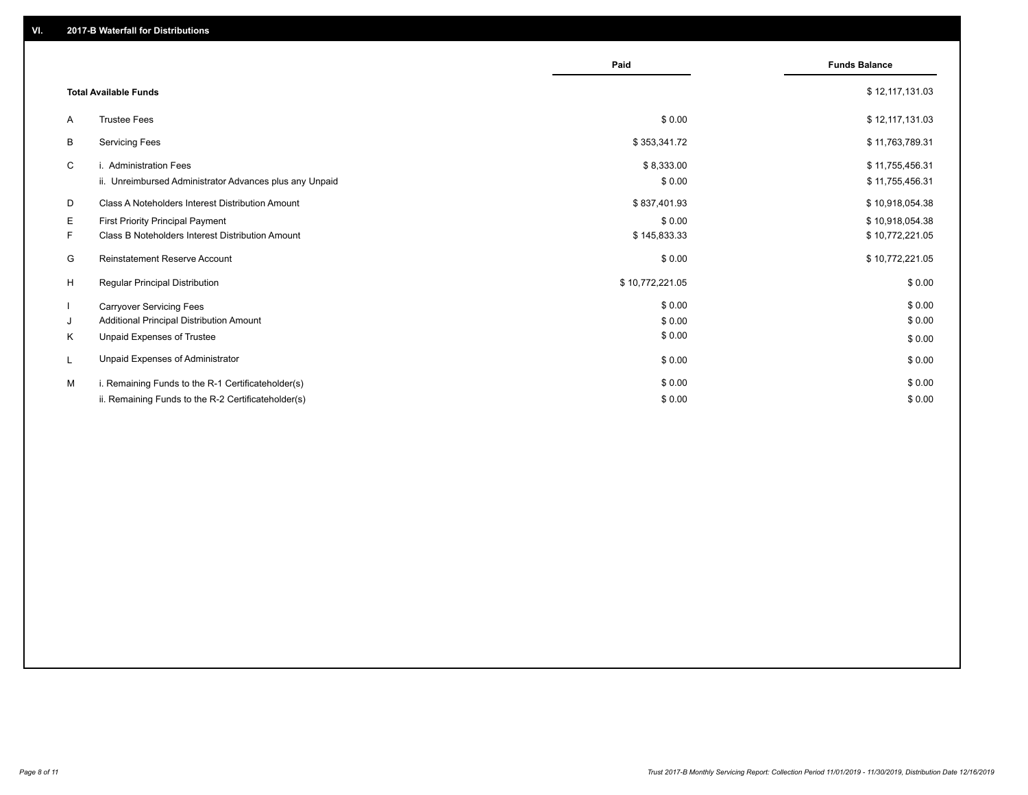## VI. 2017-B Waterfall for Distributions

| | | Paid | Funds Balance |
|---|---|---|---|
| | **Total Available Funds** | | $ 12,117,131.03 |
| A | Trustee Fees | $ 0.00 | $ 12,117,131.03 |
| B | Servicing Fees | $ 353,341.72 | $ 11,763,789.31 |
| C | i. Administration Fees | $ 8,333.00 | $ 11,755,456.31 |
| | ii. Unreimbursed Administrator Advances plus any Unpaid | $ 0.00 | $ 11,755,456.31 |
| D | Class A Noteholders Interest Distribution Amount | $ 837,401.93 | $ 10,918,054.38 |
| E | First Priority Principal Payment | $ 0.00 | $ 10,918,054.38 |
| F | Class B Noteholders Interest Distribution Amount | $ 145,833.33 | $ 10,772,221.05 |
| G | Reinstatement Reserve Account | $ 0.00 | $ 10,772,221.05 |
| H | Regular Principal Distribution | $ 10,772,221.05 | $ 0.00 |
| I | Carryover Servicing Fees | $ 0.00 | $ 0.00 |
| J | Additional Principal Distribution Amount | $ 0.00 | $ 0.00 |
| K | Unpaid Expenses of Trustee | $ 0.00 | $ 0.00 |
| L | Unpaid Expenses of Administrator | $ 0.00 | $ 0.00 |
| M | i. Remaining Funds to the R-1 Certificateholder(s) | $ 0.00 | $ 0.00 |
| | ii. Remaining Funds to the R-2 Certificateholder(s) | $ 0.00 | $ 0.00 |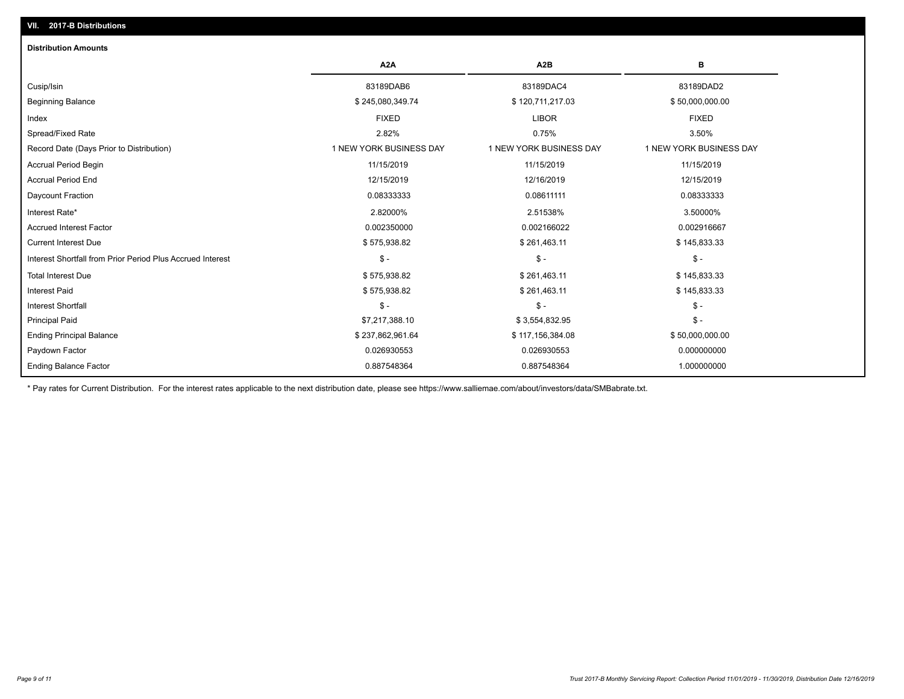## VII. 2017-B Distributions

### Distribution Amounts

| | A2A | A2B | B |
|---|---|---|---|
| Cusip/Isin | 83189DAB6 | 83189DAC4 | 83189DAD2 |
| Beginning Balance | $ 245,080,349.74 | $ 120,711,217.03 | $ 50,000,000.00 |
| Index | FIXED | LIBOR | FIXED |
| Spread/Fixed Rate | 2.82% | 0.75% | 3.50% |
| Record Date (Days Prior to Distribution) | 1 NEW YORK BUSINESS DAY | 1 NEW YORK BUSINESS DAY | 1 NEW YORK BUSINESS DAY |
| Accrual Period Begin | 11/15/2019 | 11/15/2019 | 11/15/2019 |
| Accrual Period End | 12/15/2019 | 12/16/2019 | 12/15/2019 |
| Daycount Fraction | 0.08333333 | 0.08611111 | 0.08333333 |
| Interest Rate* | 2.82000% | 2.51538% | 3.50000% |
| Accrued Interest Factor | 0.002350000 | 0.002166022 | 0.002916667 |
| Current Interest Due | $ 575,938.82 | $ 261,463.11 | $ 145,833.33 |
| Interest Shortfall from Prior Period Plus Accrued Interest | $ - | $ - | $ - |
| Total Interest Due | $ 575,938.82 | $ 261,463.11 | $ 145,833.33 |
| Interest Paid | $ 575,938.82 | $ 261,463.11 | $ 145,833.33 |
| Interest Shortfall | $ - | $ - | $ - |
| Principal Paid | $7,217,388.10 | $ 3,554,832.95 | $ - |
| Ending Principal Balance | $ 237,862,961.64 | $ 117,156,384.08 | $ 50,000,000.00 |
| Paydown Factor | 0.026930553 | 0.026930553 | 0.000000000 |
| Ending Balance Factor | 0.887548364 | 0.887548364 | 1.000000000 |

* Pay rates for Current Distribution. For the interest rates applicable to the next distribution date, please see https://www.salliemae.com/about/investors/data/SMBabrate.txt.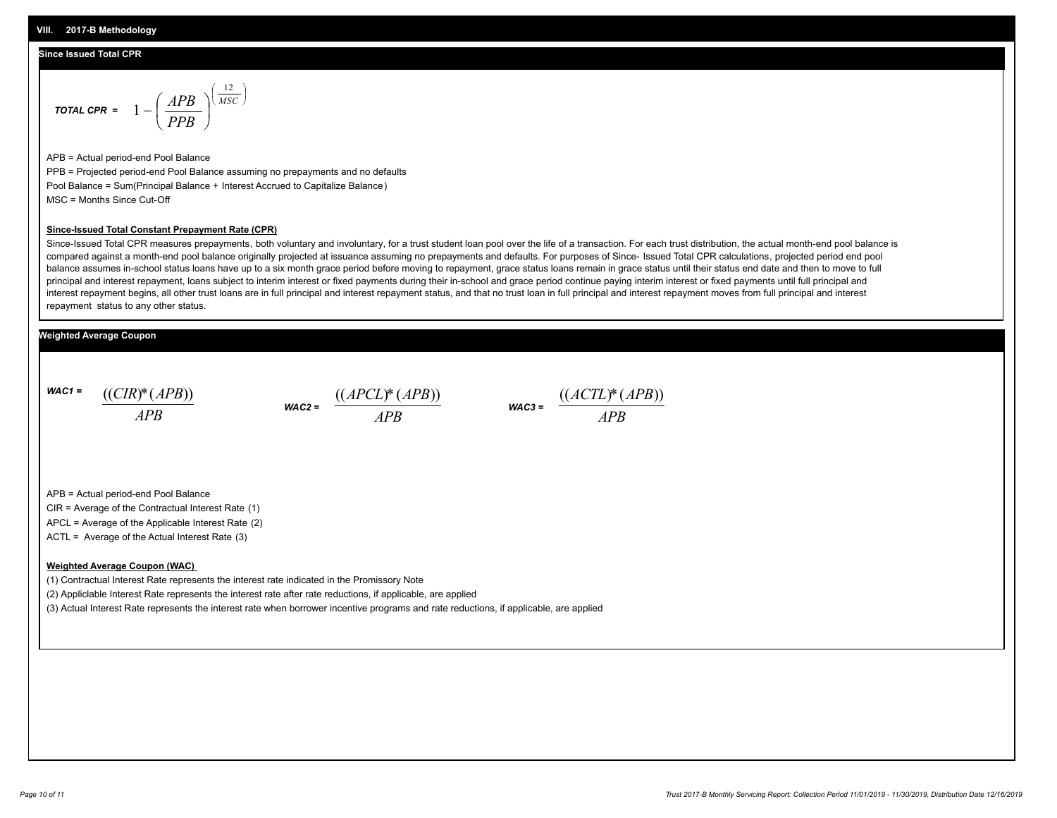## VIII. 2017-B Methodology

### Since Issued Total CPR

$$\textbf{TOTAL CPR} = 1 - \left(\frac{APB}{PPB}\right)^{\left(\frac{12}{MSC}\right)}$$

APB = Actual period-end Pool Balance

PPB = Projected period-end Pool Balance assuming no prepayments and no defaults

Pool Balance = Sum(Principal Balance + Interest Accrued to Capitalize Balance)

MSC = Months Since Cut-Off

**Since-Issued Total Constant Prepayment Rate (CPR)**

Since-Issued Total CPR measures prepayments, both voluntary and involuntary, for a trust student loan pool over the life of a transaction. For each trust distribution, the actual month-end pool balance is compared against a month-end pool balance originally projected at issuance assuming no prepayments and defaults. For purposes of Since- Issued Total CPR calculations, projected period end pool balance assumes in-school status loans have up to a six month grace period before moving to repayment, grace status loans remain in grace status until their status end date and then to move to full principal and interest repayment, loans subject to interim interest or fixed payments during their in-school and grace period continue paying interim interest or fixed payments until full principal and interest repayment begins, all other trust loans are in full principal and interest repayment status, and that no trust loan in full principal and interest repayment moves from full principal and interest repayment status to any other status.

### Weighted Average Coupon

$$\textbf{WAC1} = \frac{((CIR)*(APB))}{APB} \qquad \textbf{WAC2} = \frac{((APCL)*(APB))}{APB} \qquad \textbf{WAC3} = \frac{((ACTL)*(APB))}{APB}$$

APB = Actual period-end Pool Balance

CIR = Average of the Contractual Interest Rate (1)

APCL = Average of the Applicable Interest Rate (2)

ACTL = Average of the Actual Interest Rate (3)

**Weighted Average Coupon (WAC)**

(1) Contractual Interest Rate represents the interest rate indicated in the Promissory Note

(2) Appliclable Interest Rate represents the interest rate after rate reductions, if applicable, are applied

(3) Actual Interest Rate represents the interest rate when borrower incentive programs and rate reductions, if applicable, are applied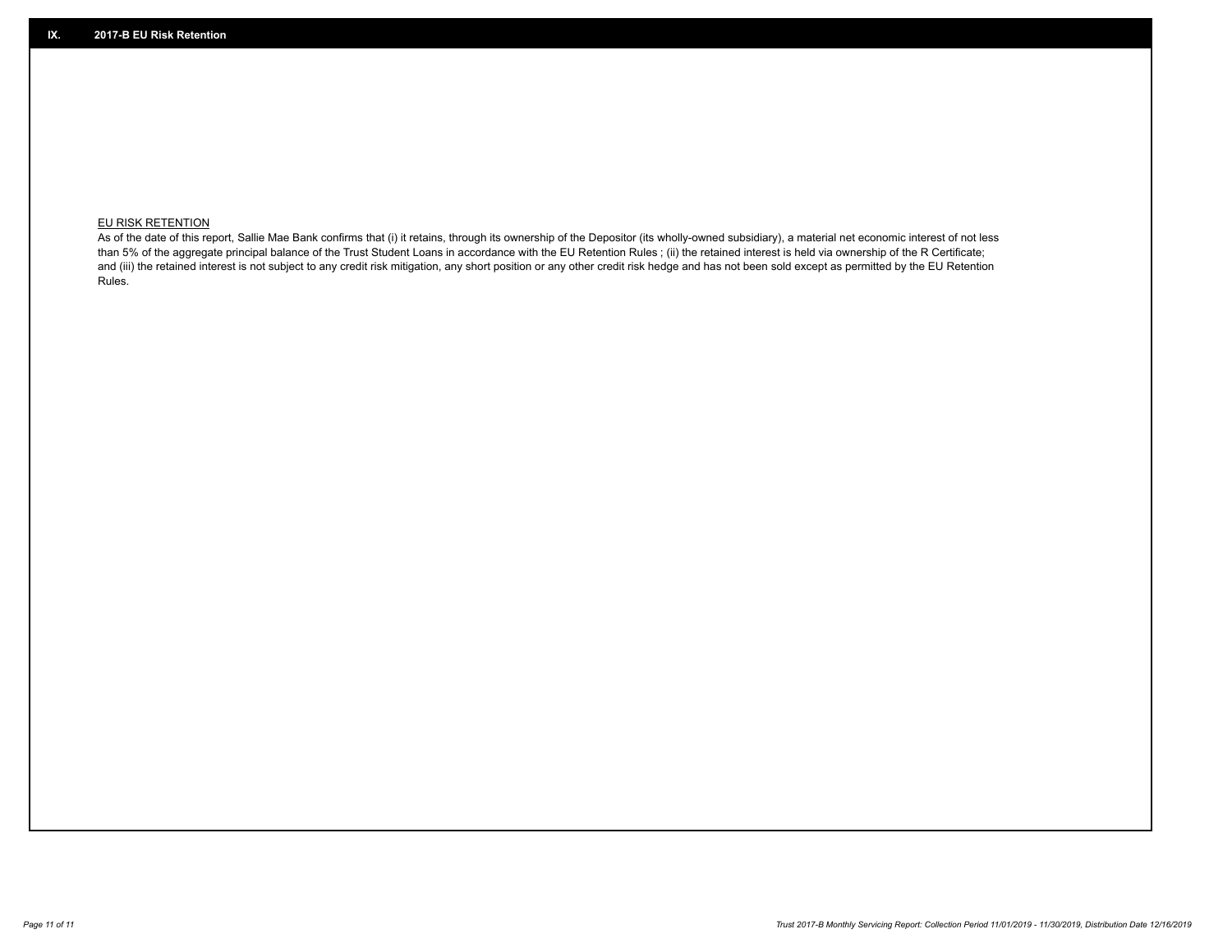## IX. 2017-B EU Risk Retention

EU RISK RETENTION

As of the date of this report, Sallie Mae Bank confirms that (i) it retains, through its ownership of the Depositor (its wholly-owned subsidiary), a material net economic interest of not less than 5% of the aggregate principal balance of the Trust Student Loans in accordance with the EU Retention Rules ; (ii) the retained interest is held via ownership of the R Certificate; and (iii) the retained interest is not subject to any credit risk mitigation, any short position or any other credit risk hedge and has not been sold except as permitted by the EU Retention Rules.